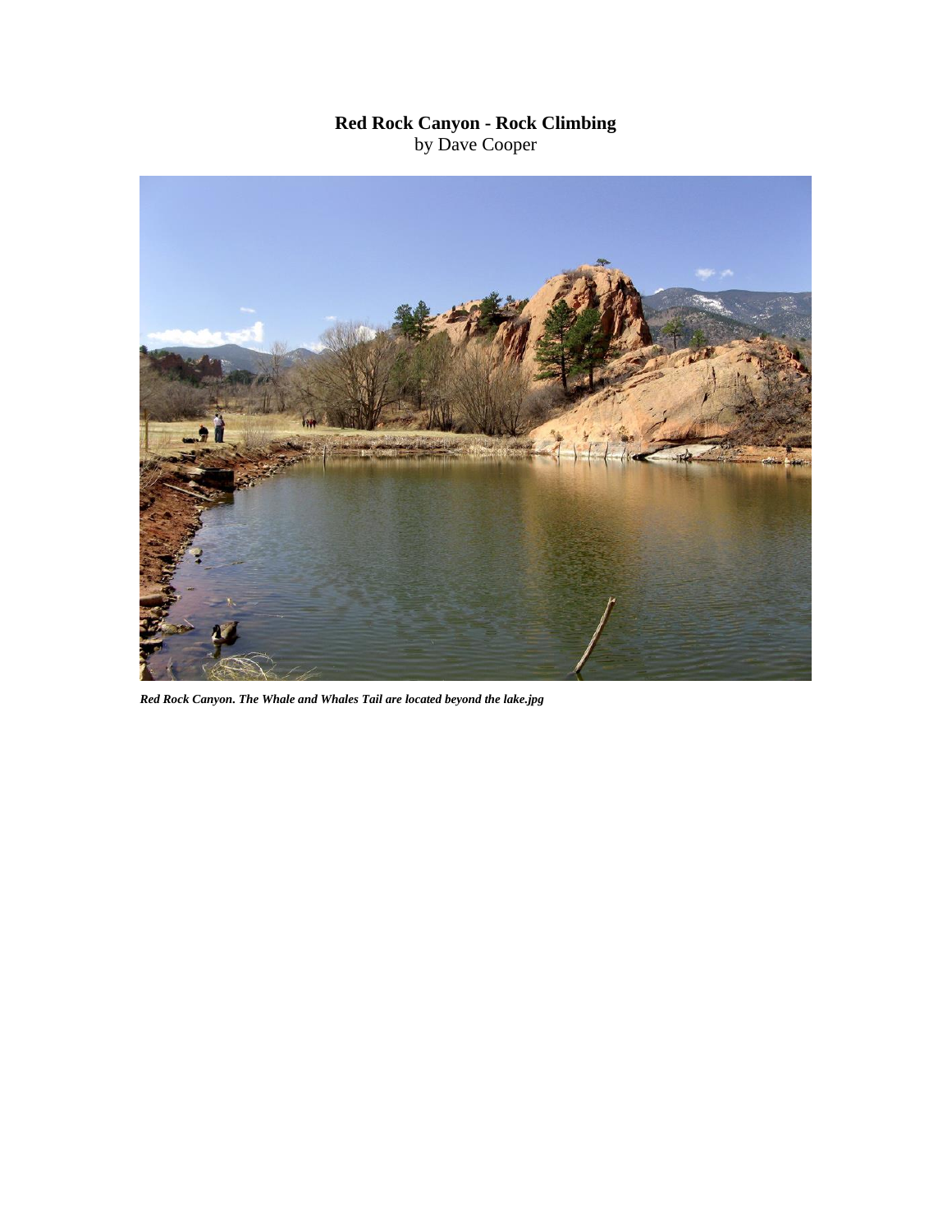# Red Rock Canyon - Rock Climbing

by Dave Cooper

*Red Rock Canyon. The Whale and Whales Tail are located beyond the lake.jpg*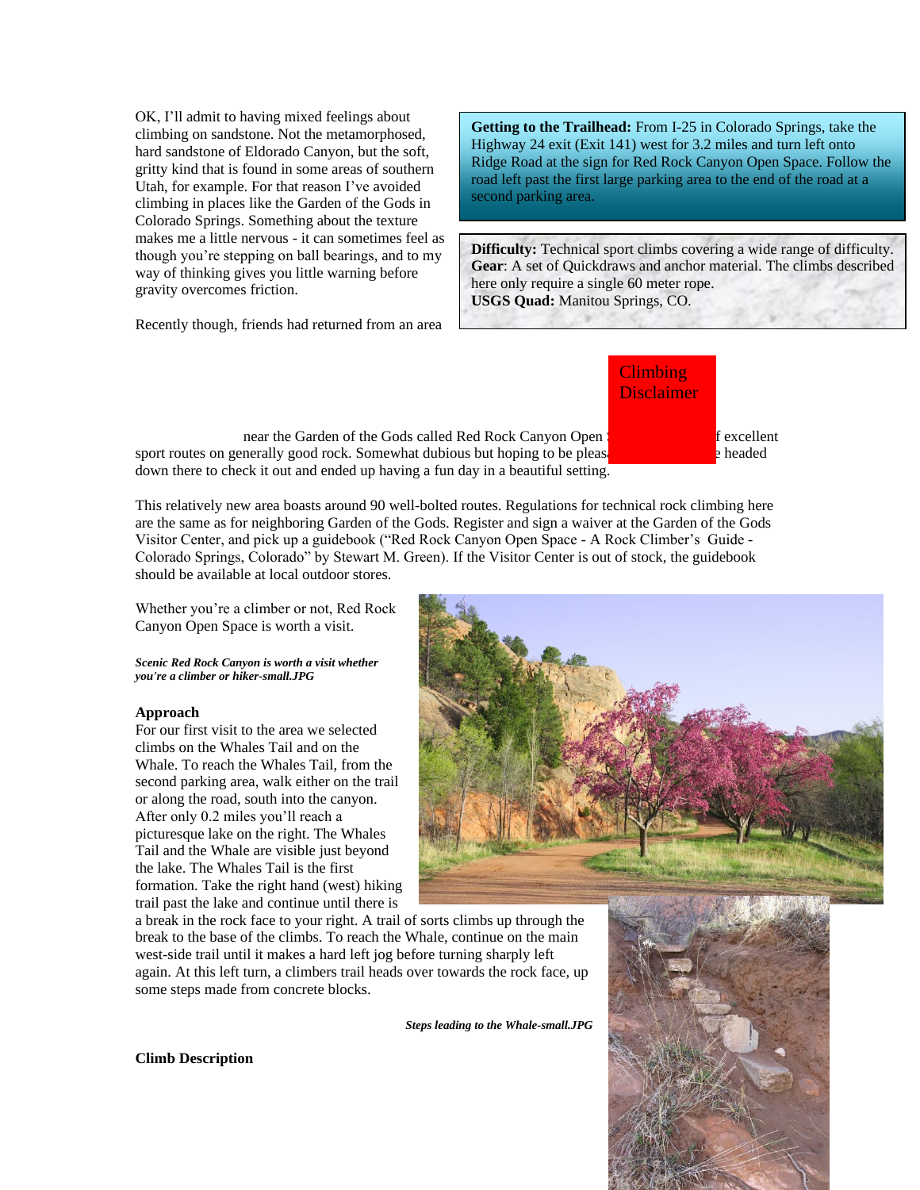OK, I'll admit to having mixed feelings about climbing on sandstone. Not the metamorphosed, hard sandstone of Eldorado Canyon, but the soft, gritty kind that is found in some areas of southern Utah, for example. For that reason I've avoided climbing in places like the Garden of the Gods in Colorado Springs. Something about the texture makes me a little nervous - it can sometimes feel as though you're stepping on ball bearings, and to my way of thinking gives you little warning before gravity overcomes friction.

**Getting to the Trailhead:** From I-25 in Colorado Springs, take the Highway 24 exit (Exit 141) west for 3.2 miles and turn left onto Ridge Road at the sign for Red Rock Canyon Open Space. Follow the road left past the first large parking area to the end of the road at a second parking area.

**Difficulty:** Technical sport climbs covering a wide range of difficulty.
**Gear**: A set of Quickdraws and anchor material. The climbs described here only require a single 60 meter rope.
**USGS Quad:** Manitou Springs, CO.

Climbing Disclaimer

Recently though, friends had returned from an area near the Garden of the Gods called Red Rock Canyon Open S[...]f excellent sport routes on generally good rock. Somewhat dubious but hoping to be pleas[...]e headed down there to check it out and ended up having a fun day in a beautiful setting.

This relatively new area boasts around 90 well-bolted routes. Regulations for technical rock climbing here are the same as for neighboring Garden of the Gods. Register and sign a waiver at the Garden of the Gods Visitor Center, and pick up a guidebook ("Red Rock Canyon Open Space - A Rock Climber's Guide - Colorado Springs, Colorado" by Stewart M. Green). If the Visitor Center is out of stock, the guidebook should be available at local outdoor stores.

Whether you're a climber or not, Red Rock Canyon Open Space is worth a visit.

***Scenic Red Rock Canyon is worth a visit whether you're a climber or hiker-small.JPG***

**Approach**

For our first visit to the area we selected climbs on the Whales Tail and on the Whale. To reach the Whales Tail, from the second parking area, walk either on the trail or along the road, south into the canyon. After only 0.2 miles you'll reach a picturesque lake on the right. The Whales Tail and the Whale are visible just beyond the lake. The Whales Tail is the first formation. Take the right hand (west) hiking trail past the lake and continue until there is a break in the rock face to your right. A trail of sorts climbs up through the break to the base of the climbs. To reach the Whale, continue on the main west-side trail until it makes a hard left jog before turning sharply left again. At this left turn, a climbers trail heads over towards the rock face, up some steps made from concrete blocks.

***Steps leading to the Whale-small.JPG***

**Climb Description**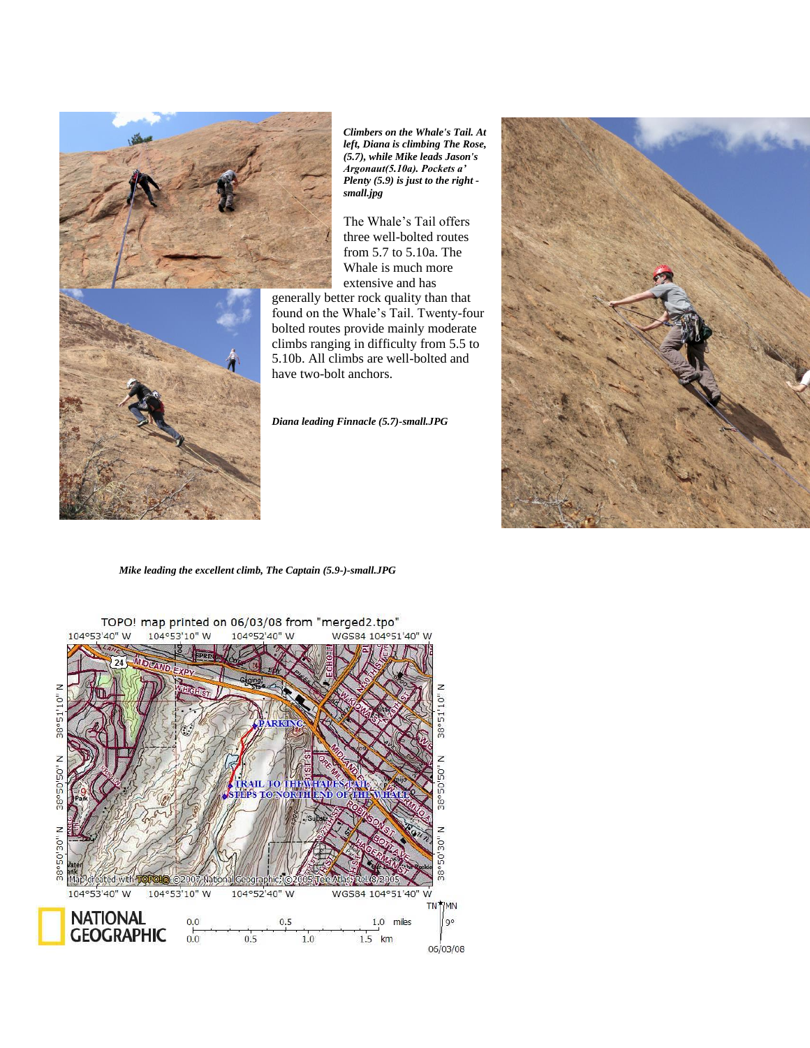***Climbers on the Whale's Tail. At left, Diana is climbing The Rose, (5.7), while Mike leads Jason's Argonaut(5.10a). Pockets a' Plenty (5.9) is just to the right -small.jpg***

The Whale's Tail offers three well-bolted routes from 5.7 to 5.10a. The Whale is much more extensive and has generally better rock quality than that found on the Whale's Tail. Twenty-four bolted routes provide mainly moderate climbs ranging in difficulty from 5.5 to 5.10b. All climbs are well-bolted and have two-bolt anchors.

***Diana leading Finnacle (5.7)-small.JPG***

***Mike leading the excellent climb, The Captain (5.9-)-small.JPG***

TOPO! map printed on 06/03/08 from "merged2.tpo"

PARKING

TRAIL TO THE WHALE'S TAIL

STEPS TO NORTH END OF THE WHALE

Map created with TOPO!® ©2007 National Geographic; ©2005 Tele Atlas, Rel. 8/2005

NATIONAL GEOGRAPHIC

06/03/08